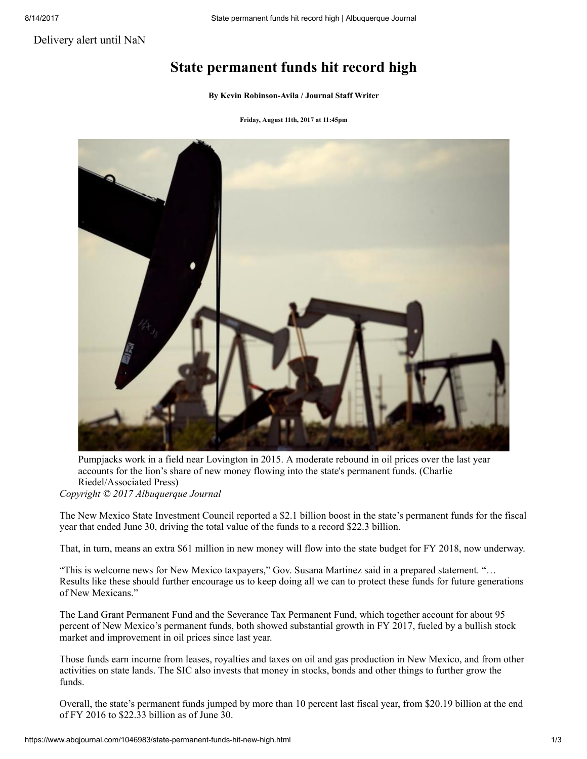Delivery alert until NaN

# State permanent funds hit record high

**By Kevin Robinson-Avila / Journal Staff Writer**

**Friday, August 11th, 2017 at 11:45pm**

Pumpjacks work in a field near Lovington in 2015. A moderate rebound in oil prices over the last year accounts for the lion's share of new money flowing into the state's permanent funds. (Charlie Riedel/Associated Press)

*Copyright © 2017 Albuquerque Journal*

The New Mexico State Investment Council reported a $2.1 billion boost in the state's permanent funds for the fiscal year that ended June 30, driving the total value of the funds to a record $22.3 billion.

That, in turn, means an extra $61 million in new money will flow into the state budget for FY 2018, now underway.

"This is welcome news for New Mexico taxpayers," Gov. Susana Martinez said in a prepared statement. "… Results like these should further encourage us to keep doing all we can to protect these funds for future generations of New Mexicans."

The Land Grant Permanent Fund and the Severance Tax Permanent Fund, which together account for about 95 percent of New Mexico's permanent funds, both showed substantial growth in FY 2017, fueled by a bullish stock market and improvement in oil prices since last year.

Those funds earn income from leases, royalties and taxes on oil and gas production in New Mexico, and from other activities on state lands. The SIC also invests that money in stocks, bonds and other things to further grow the funds.

Overall, the state's permanent funds jumped by more than 10 percent last fiscal year, from $20.19 billion at the end of FY 2016 to $22.33 billion as of June 30.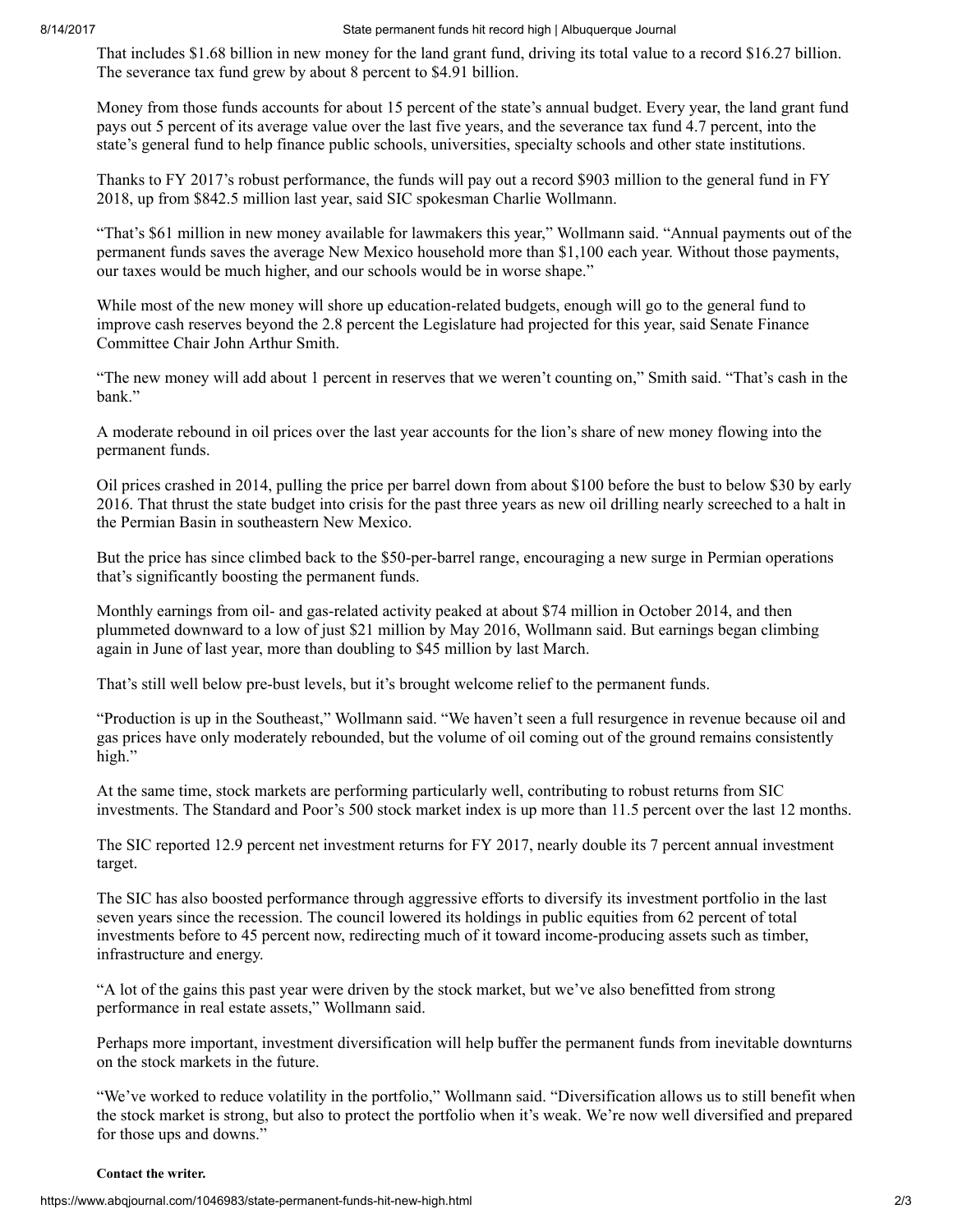That includes $1.68 billion in new money for the land grant fund, driving its total value to a record $16.27 billion. The severance tax fund grew by about 8 percent to $4.91 billion.

Money from those funds accounts for about 15 percent of the state's annual budget. Every year, the land grant fund pays out 5 percent of its average value over the last five years, and the severance tax fund 4.7 percent, into the state's general fund to help finance public schools, universities, specialty schools and other state institutions.

Thanks to FY 2017's robust performance, the funds will pay out a record $903 million to the general fund in FY 2018, up from $842.5 million last year, said SIC spokesman Charlie Wollmann.

"That's $61 million in new money available for lawmakers this year," Wollmann said. "Annual payments out of the permanent funds saves the average New Mexico household more than $1,100 each year. Without those payments, our taxes would be much higher, and our schools would be in worse shape."

While most of the new money will shore up education-related budgets, enough will go to the general fund to improve cash reserves beyond the 2.8 percent the Legislature had projected for this year, said Senate Finance Committee Chair John Arthur Smith.

"The new money will add about 1 percent in reserves that we weren't counting on," Smith said. "That's cash in the bank."

A moderate rebound in oil prices over the last year accounts for the lion's share of new money flowing into the permanent funds.

Oil prices crashed in 2014, pulling the price per barrel down from about $100 before the bust to below $30 by early 2016. That thrust the state budget into crisis for the past three years as new oil drilling nearly screeched to a halt in the Permian Basin in southeastern New Mexico.

But the price has since climbed back to the $50-per-barrel range, encouraging a new surge in Permian operations that's significantly boosting the permanent funds.

Monthly earnings from oil- and gas-related activity peaked at about $74 million in October 2014, and then plummeted downward to a low of just $21 million by May 2016, Wollmann said. But earnings began climbing again in June of last year, more than doubling to $45 million by last March.

That's still well below pre-bust levels, but it's brought welcome relief to the permanent funds.

"Production is up in the Southeast," Wollmann said. "We haven't seen a full resurgence in revenue because oil and gas prices have only moderately rebounded, but the volume of oil coming out of the ground remains consistently high."

At the same time, stock markets are performing particularly well, contributing to robust returns from SIC investments. The Standard and Poor's 500 stock market index is up more than 11.5 percent over the last 12 months.

The SIC reported 12.9 percent net investment returns for FY 2017, nearly double its 7 percent annual investment target.

The SIC has also boosted performance through aggressive efforts to diversify its investment portfolio in the last seven years since the recession. The council lowered its holdings in public equities from 62 percent of total investments before to 45 percent now, redirecting much of it toward income-producing assets such as timber, infrastructure and energy.

"A lot of the gains this past year were driven by the stock market, but we've also benefitted from strong performance in real estate assets," Wollmann said.

Perhaps more important, investment diversification will help buffer the permanent funds from inevitable downturns on the stock markets in the future.

"We've worked to reduce volatility in the portfolio," Wollmann said. "Diversification allows us to still benefit when the stock market is strong, but also to protect the portfolio when it's weak. We're now well diversified and prepared for those ups and downs."

**Contact the writer.**